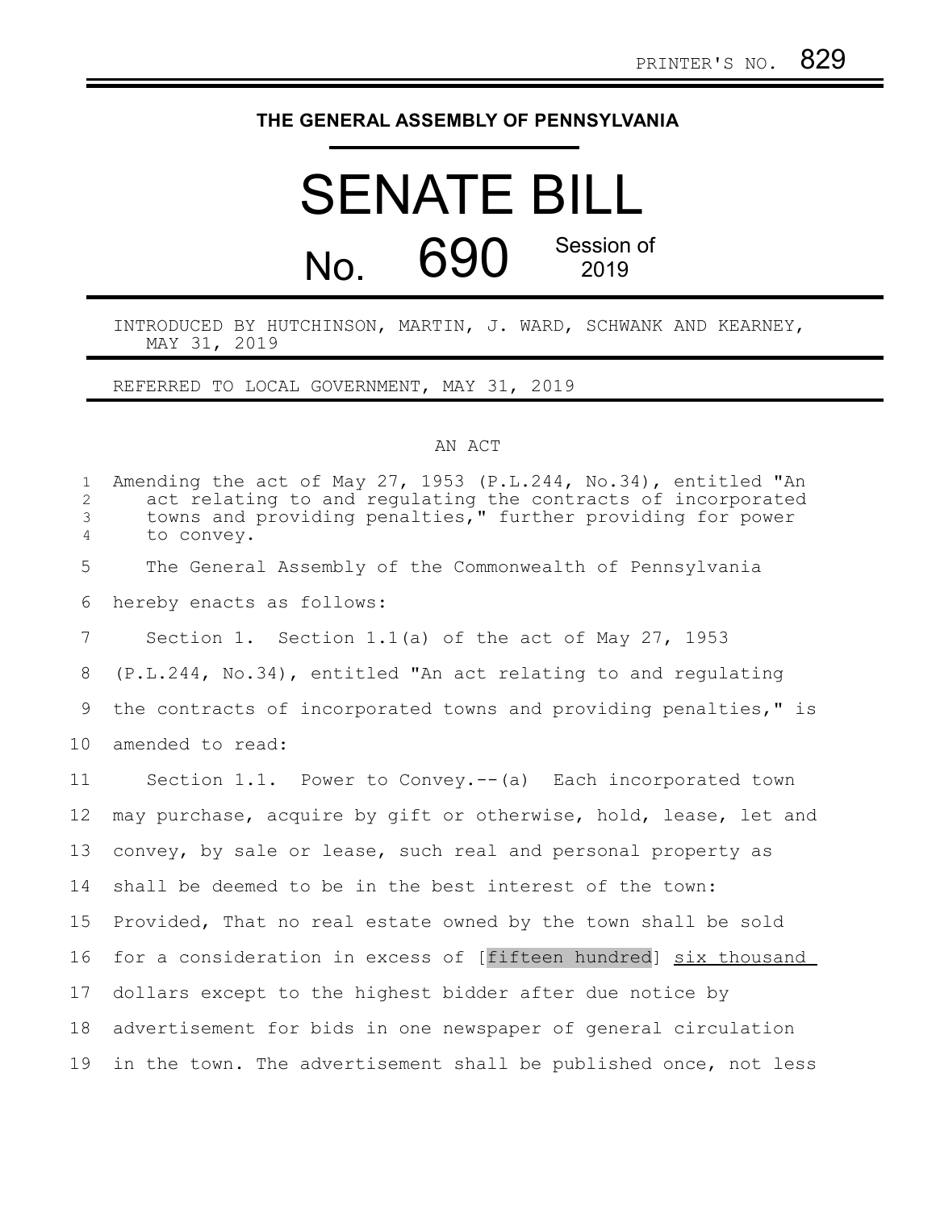PRINTER'S NO. 829

# THE GENERAL ASSEMBLY OF PENNSYLVANIA

# SENATE BILL

## No. 690 Session of 2019

INTRODUCED BY HUTCHINSON, MARTIN, J. WARD, SCHWANK AND KEARNEY, MAY 31, 2019

REFERRED TO LOCAL GOVERNMENT, MAY 31, 2019

AN ACT

Amending the act of May 27, 1953 (P.L.244, No.34), entitled "An act relating to and regulating the contracts of incorporated towns and providing penalties," further providing for power to convey.

The General Assembly of the Commonwealth of Pennsylvania hereby enacts as follows:

Section 1. Section 1.1(a) of the act of May 27, 1953 (P.L.244, No.34), entitled "An act relating to and regulating the contracts of incorporated towns and providing penalties," is amended to read:

Section 1.1. Power to Convey.--(a) Each incorporated town may purchase, acquire by gift or otherwise, hold, lease, let and convey, by sale or lease, such real and personal property as shall be deemed to be in the best interest of the town: Provided, That no real estate owned by the town shall be sold for a consideration in excess of [fifteen hundred] <u>six thousand</u> dollars except to the highest bidder after due notice by advertisement for bids in one newspaper of general circulation in the town. The advertisement shall be published once, not less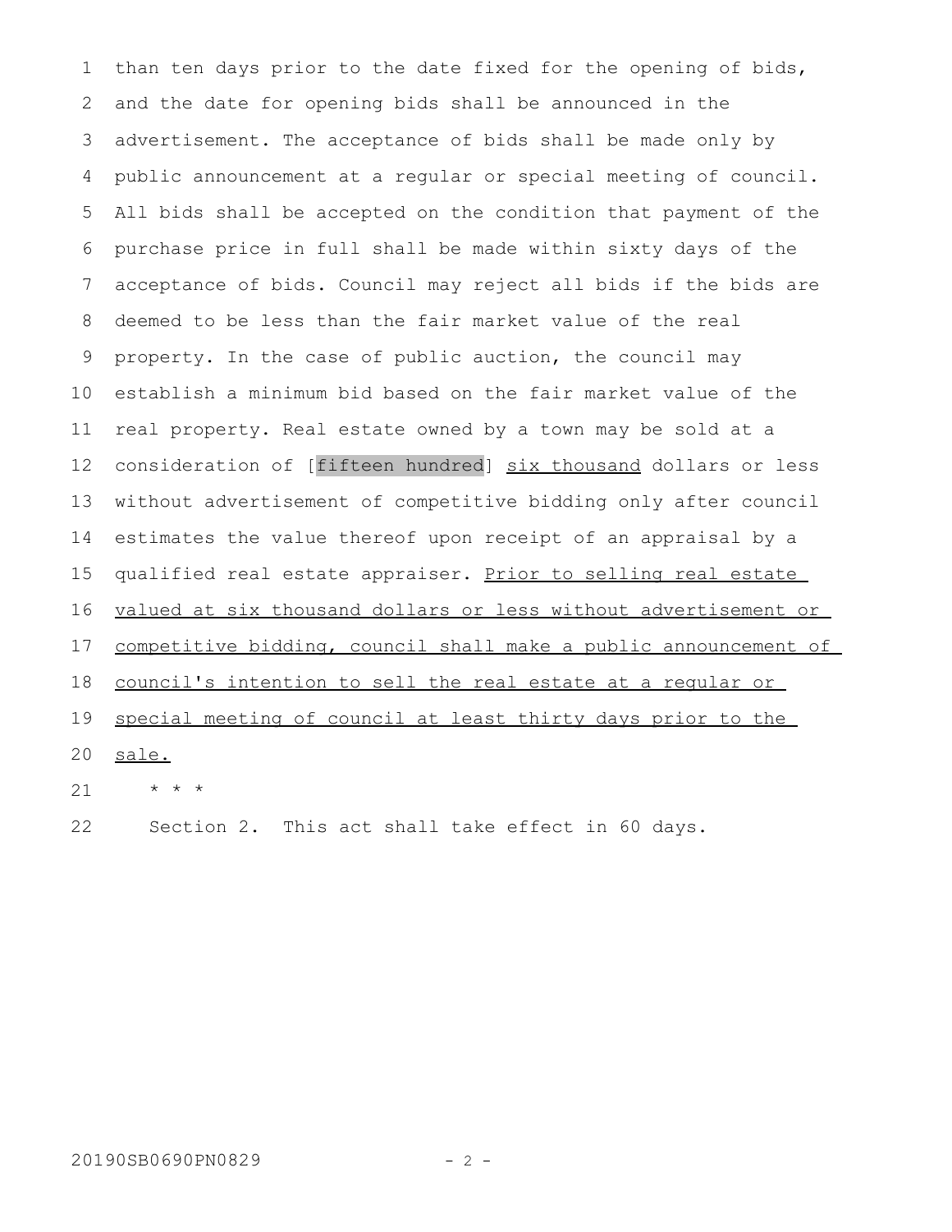than ten days prior to the date fixed for the opening of bids, and the date for opening bids shall be announced in the advertisement. The acceptance of bids shall be made only by public announcement at a regular or special meeting of council. All bids shall be accepted on the condition that payment of the purchase price in full shall be made within sixty days of the acceptance of bids. Council may reject all bids if the bids are deemed to be less than the fair market value of the real property. In the case of public auction, the council may establish a minimum bid based on the fair market value of the real property. Real estate owned by a town may be sold at a consideration of [fifteen hundred] <u>six thousand</u> dollars or less without advertisement of competitive bidding only after council estimates the value thereof upon receipt of an appraisal by a qualified real estate appraiser. <u>Prior to selling real estate valued at six thousand dollars or less without advertisement or competitive bidding, council shall make a public announcement of council's intention to sell the real estate at a regular or special meeting of council at least thirty days prior to the sale.</u>

\* \* \*

Section 2. This act shall take effect in 60 days.